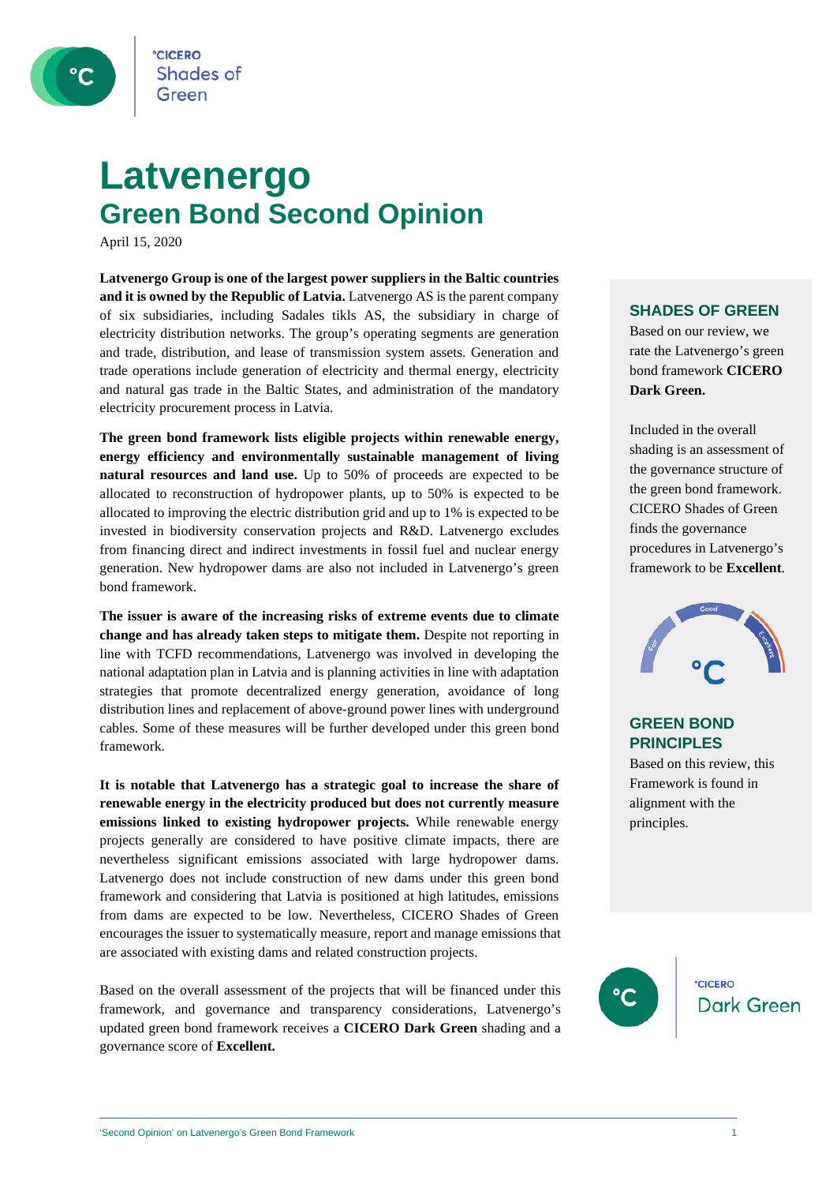# Latvenergo

## Green Bond Second Opinion

April 15, 2020

**Latvenergo Group is one of the largest power suppliers in the Baltic countries and it is owned by the Republic of Latvia.** Latvenergo AS is the parent company of six subsidiaries, including Sadales tikls AS, the subsidiary in charge of electricity distribution networks. The group's operating segments are generation and trade, distribution, and lease of transmission system assets. Generation and trade operations include generation of electricity and thermal energy, electricity and natural gas trade in the Baltic States, and administration of the mandatory electricity procurement process in Latvia.

**The green bond framework lists eligible projects within renewable energy, energy efficiency and environmentally sustainable management of living natural resources and land use.** Up to 50% of proceeds are expected to be allocated to reconstruction of hydropower plants, up to 50% is expected to be allocated to improving the electric distribution grid and up to 1% is expected to be invested in biodiversity conservation projects and R&D. Latvenergo excludes from financing direct and indirect investments in fossil fuel and nuclear energy generation. New hydropower dams are also not included in Latvenergo's green bond framework.

**The issuer is aware of the increasing risks of extreme events due to climate change and has already taken steps to mitigate them.** Despite not reporting in line with TCFD recommendations, Latvenergo was involved in developing the national adaptation plan in Latvia and is planning activities in line with adaptation strategies that promote decentralized energy generation, avoidance of long distribution lines and replacement of above-ground power lines with underground cables. Some of these measures will be further developed under this green bond framework.

**It is notable that Latvenergo has a strategic goal to increase the share of renewable energy in the electricity produced but does not currently measure emissions linked to existing hydropower projects.** While renewable energy projects generally are considered to have positive climate impacts, there are nevertheless significant emissions associated with large hydropower dams. Latvenergo does not include construction of new dams under this green bond framework and considering that Latvia is positioned at high latitudes, emissions from dams are expected to be low. Nevertheless, CICERO Shades of Green encourages the issuer to systematically measure, report and manage emissions that are associated with existing dams and related construction projects.

Based on the overall assessment of the projects that will be financed under this framework, and governance and transparency considerations, Latvenergo's updated green bond framework receives a **CICERO Dark Green** shading and a governance score of **Excellent.**

### SHADES OF GREEN

Based on our review, we rate the Latvenergo's green bond framework **CICERO Dark Green.**

Included in the overall shading is an assessment of the governance structure of the green bond framework. CICERO Shades of Green finds the governance procedures in Latvenergo's framework to be **Excellent**.

### GREEN BOND PRINCIPLES

Based on this review, this Framework is found in alignment with the principles.

CICERO Dark Green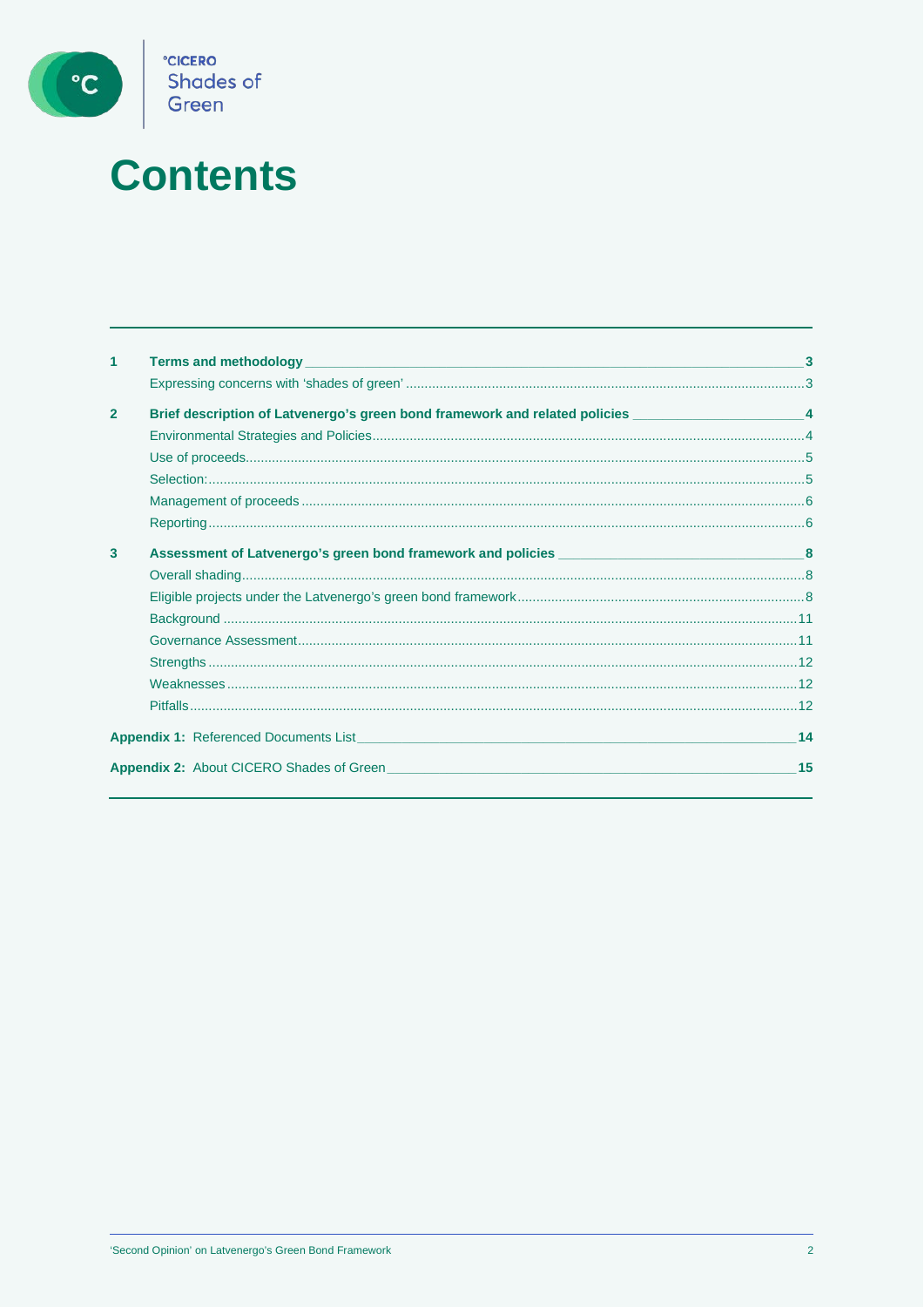# Contents

| | | |
|---|---|---|
| **1** | **Terms and methodology** | **3** |
| | Expressing concerns with 'shades of green' | 3 |
| **2** | **Brief description of Latvenergo's green bond framework and related policies** | **4** |
| | Environmental Strategies and Policies | 4 |
| | Use of proceeds | 5 |
| | Selection: | 5 |
| | Management of proceeds | 6 |
| | Reporting | 6 |
| **3** | **Assessment of Latvenergo's green bond framework and policies** | **8** |
| | Overall shading | 8 |
| | Eligible projects under the Latvenergo's green bond framework | 8 |
| | Background | 11 |
| | Governance Assessment | 11 |
| | Strengths | 12 |
| | Weaknesses | 12 |
| | Pitfalls | 12 |
| **Appendix 1:** | Referenced Documents List | **14** |
| **Appendix 2:** | About CICERO Shades of Green | **15** |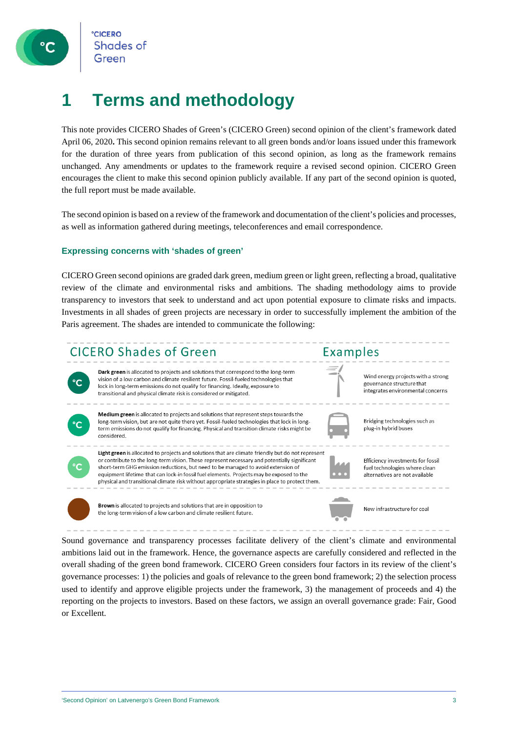# 1 Terms and methodology

This note provides CICERO Shades of Green's (CICERO Green) second opinion of the client's framework dated April 06, 2020**.** This second opinion remains relevant to all green bonds and/or loans issued under this framework for the duration of three years from publication of this second opinion, as long as the framework remains unchanged. Any amendments or updates to the framework require a revised second opinion. CICERO Green encourages the client to make this second opinion publicly available. If any part of the second opinion is quoted, the full report must be made available.

The second opinion is based on a review of the framework and documentation of the client's policies and processes, as well as information gathered during meetings, teleconferences and email correspondence.

### Expressing concerns with 'shades of green'

CICERO Green second opinions are graded dark green, medium green or light green, reflecting a broad, qualitative review of the climate and environmental risks and ambitions. The shading methodology aims to provide transparency to investors that seek to understand and act upon potential exposure to climate risks and impacts. Investments in all shades of green projects are necessary in order to successfully implement the ambition of the Paris agreement. The shades are intended to communicate the following:

| CICERO Shades of Green | Examples |
|---|---|
| **Dark green** is allocated to projects and solutions that correspond to the long-term vision of a low carbon and climate resilient future. Fossil-fueled technologies that lock in long-term emissions do not qualify for financing. Ideally, exposure to transitional and physical climate risk is considered or mitigated. | Wind energy projects with a strong governance structure that integrates environmental concerns |
| **Medium green** is allocated to projects and solutions that represent steps towards the long-term vision, but are not quite there yet. Fossil-fueled technologies that lock in long-term emissions do not qualify for financing. Physical and transition climate risks might be considered. | Bridging technologies such as plug-in hybrid buses |
| **Light green** is allocated to projects and solutions that are climate friendly but do not represent or contribute to the long-term vision. These represent necessary and potentially significant short-term GHG emission reductions, but need to be managed to avoid extension of equipment lifetime that can lock-in fossil fuel elements. Projects may be exposed to the physical and transitional climate risk without appropriate strategies in place to protect them. | Efficiency investments for fossil fuel technologies where clean alternatives are not available |
| **Brown** is allocated to projects and solutions that are in opposition to the long-term vision of a low carbon and climate resilient future. | New infrastructure for coal |

Sound governance and transparency processes facilitate delivery of the client's climate and environmental ambitions laid out in the framework. Hence, the governance aspects are carefully considered and reflected in the overall shading of the green bond framework. CICERO Green considers four factors in its review of the client's governance processes: 1) the policies and goals of relevance to the green bond framework; 2) the selection process used to identify and approve eligible projects under the framework, 3) the management of proceeds and 4) the reporting on the projects to investors. Based on these factors, we assign an overall governance grade: Fair, Good or Excellent.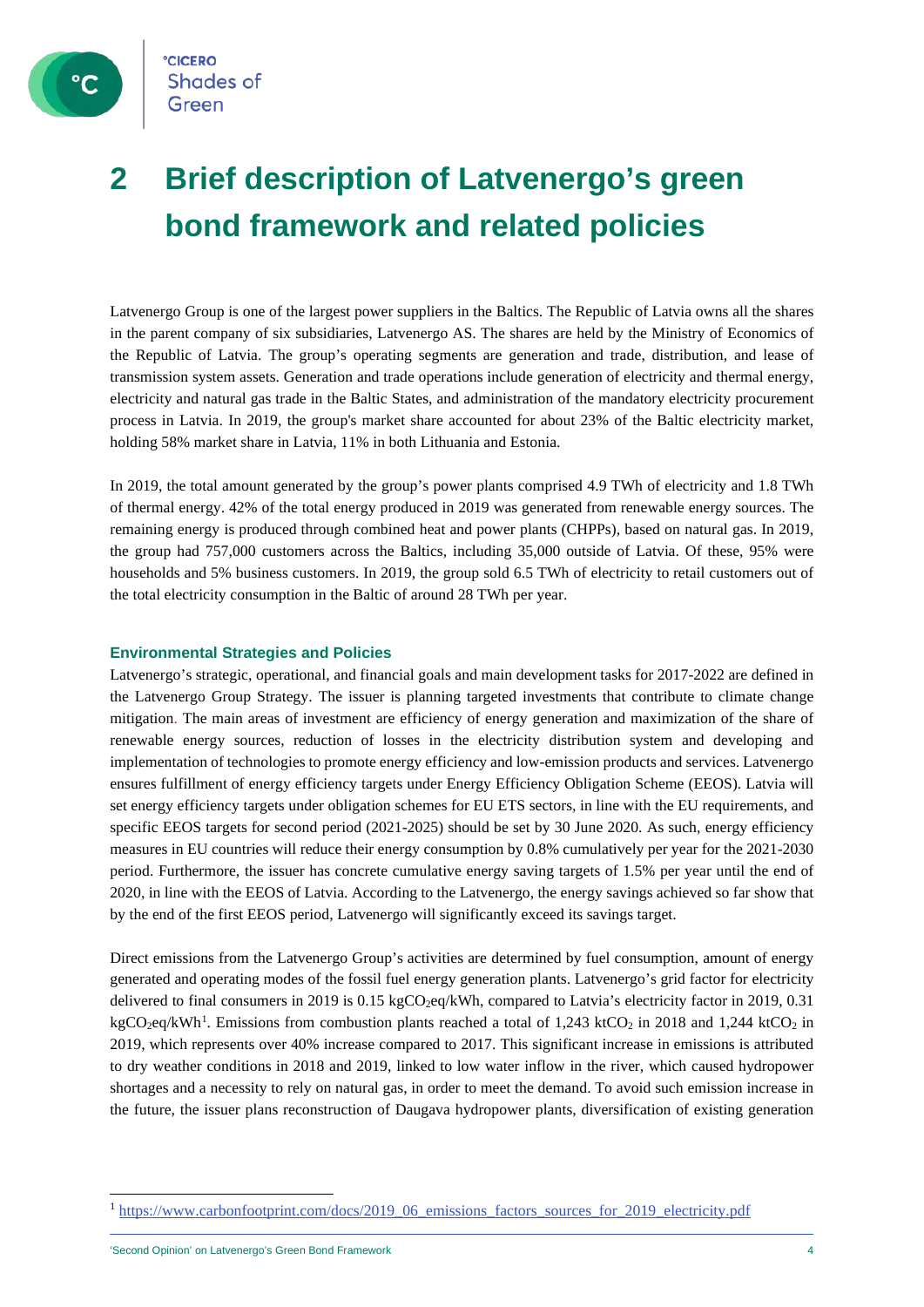# 2 Brief description of Latvenergo's green bond framework and related policies

Latvenergo Group is one of the largest power suppliers in the Baltics. The Republic of Latvia owns all the shares in the parent company of six subsidiaries, Latvenergo AS. The shares are held by the Ministry of Economics of the Republic of Latvia. The group's operating segments are generation and trade, distribution, and lease of transmission system assets. Generation and trade operations include generation of electricity and thermal energy, electricity and natural gas trade in the Baltic States, and administration of the mandatory electricity procurement process in Latvia. In 2019, the group's market share accounted for about 23% of the Baltic electricity market, holding 58% market share in Latvia, 11% in both Lithuania and Estonia.

In 2019, the total amount generated by the group's power plants comprised 4.9 TWh of electricity and 1.8 TWh of thermal energy. 42% of the total energy produced in 2019 was generated from renewable energy sources. The remaining energy is produced through combined heat and power plants (CHPPs), based on natural gas. In 2019, the group had 757,000 customers across the Baltics, including 35,000 outside of Latvia. Of these, 95% were households and 5% business customers. In 2019, the group sold 6.5 TWh of electricity to retail customers out of the total electricity consumption in the Baltic of around 28 TWh per year.

### Environmental Strategies and Policies

Latvenergo's strategic, operational, and financial goals and main development tasks for 2017-2022 are defined in the Latvenergo Group Strategy. The issuer is planning targeted investments that contribute to climate change mitigation. The main areas of investment are efficiency of energy generation and maximization of the share of renewable energy sources, reduction of losses in the electricity distribution system and developing and implementation of technologies to promote energy efficiency and low-emission products and services. Latvenergo ensures fulfillment of energy efficiency targets under Energy Efficiency Obligation Scheme (EEOS). Latvia will set energy efficiency targets under obligation schemes for EU ETS sectors, in line with the EU requirements, and specific EEOS targets for second period (2021-2025) should be set by 30 June 2020. As such, energy efficiency measures in EU countries will reduce their energy consumption by 0.8% cumulatively per year for the 2021-2030 period. Furthermore, the issuer has concrete cumulative energy saving targets of 1.5% per year until the end of 2020, in line with the EEOS of Latvia. According to the Latvenergo, the energy savings achieved so far show that by the end of the first EEOS period, Latvenergo will significantly exceed its savings target.

Direct emissions from the Latvenergo Group's activities are determined by fuel consumption, amount of energy generated and operating modes of the fossil fuel energy generation plants. Latvenergo's grid factor for electricity delivered to final consumers in 2019 is 0.15 $kgCO_2eq/kWh$, compared to Latvia's electricity factor in 2019, 0.31 $kgCO_2eq/kWh$[1]. Emissions from combustion plants reached a total of 1,243 $ktCO_2$ in 2018 and 1,244 $ktCO_2$ in 2019, which represents over 40% increase compared to 2017. This significant increase in emissions is attributed to dry weather conditions in 2018 and 2019, linked to low water inflow in the river, which caused hydropower shortages and a necessity to rely on natural gas, in order to meet the demand. To avoid such emission increase in the future, the issuer plans reconstruction of Daugava hydropower plants, diversification of existing generation

[1] https://www.carbonfootprint.com/docs/2019_06_emissions_factors_sources_for_2019_electricity.pdf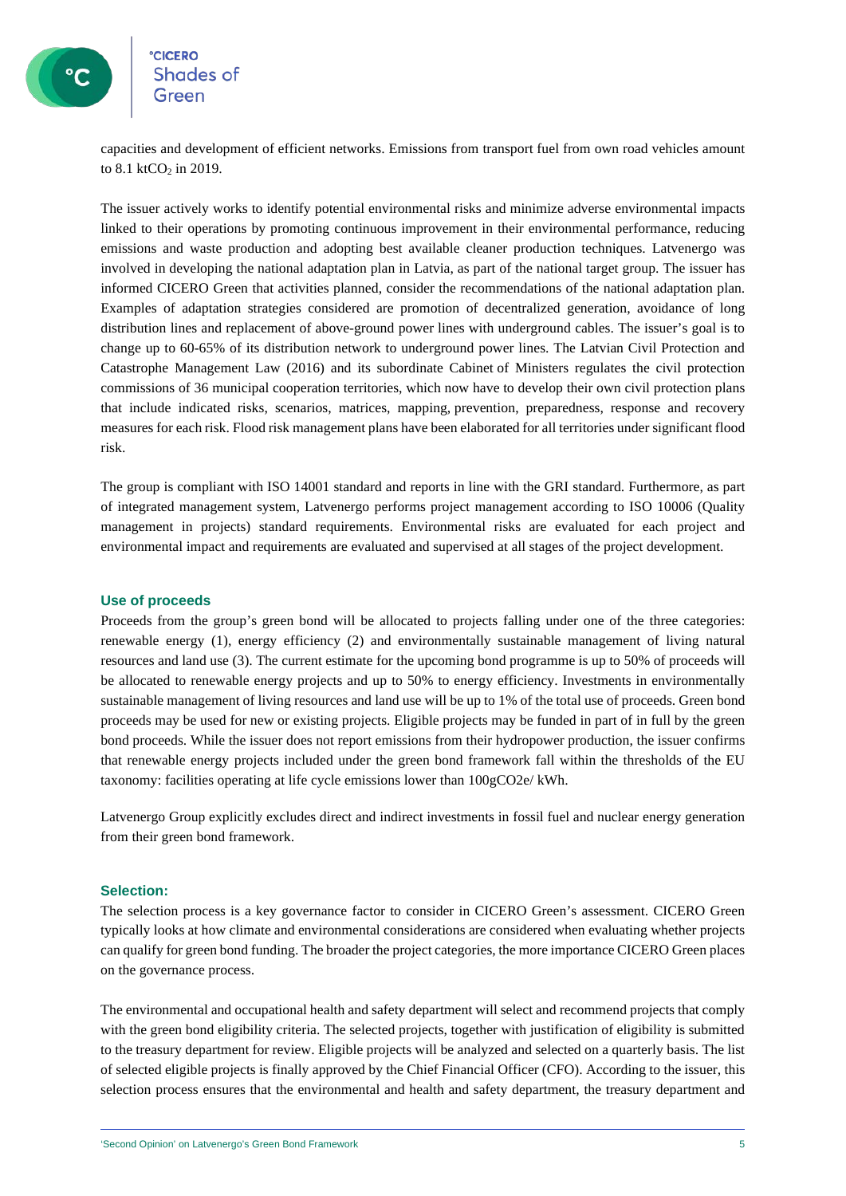capacities and development of efficient networks. Emissions from transport fuel from own road vehicles amount to 8.1 kt$CO_2$ in 2019.

The issuer actively works to identify potential environmental risks and minimize adverse environmental impacts linked to their operations by promoting continuous improvement in their environmental performance, reducing emissions and waste production and adopting best available cleaner production techniques. Latvenergo was involved in developing the national adaptation plan in Latvia, as part of the national target group. The issuer has informed CICERO Green that activities planned, consider the recommendations of the national adaptation plan. Examples of adaptation strategies considered are promotion of decentralized generation, avoidance of long distribution lines and replacement of above-ground power lines with underground cables. The issuer's goal is to change up to 60-65% of its distribution network to underground power lines. The Latvian Civil Protection and Catastrophe Management Law (2016) and its subordinate Cabinet of Ministers regulates the civil protection commissions of 36 municipal cooperation territories, which now have to develop their own civil protection plans that include indicated risks, scenarios, matrices, mapping, prevention, preparedness, response and recovery measures for each risk. Flood risk management plans have been elaborated for all territories under significant flood risk.

The group is compliant with ISO 14001 standard and reports in line with the GRI standard. Furthermore, as part of integrated management system, Latvenergo performs project management according to ISO 10006 (Quality management in projects) standard requirements. Environmental risks are evaluated for each project and environmental impact and requirements are evaluated and supervised at all stages of the project development.

### Use of proceeds

Proceeds from the group's green bond will be allocated to projects falling under one of the three categories: renewable energy (1), energy efficiency (2) and environmentally sustainable management of living natural resources and land use (3). The current estimate for the upcoming bond programme is up to 50% of proceeds will be allocated to renewable energy projects and up to 50% to energy efficiency. Investments in environmentally sustainable management of living resources and land use will be up to 1% of the total use of proceeds. Green bond proceeds may be used for new or existing projects. Eligible projects may be funded in part of in full by the green bond proceeds. While the issuer does not report emissions from their hydropower production, the issuer confirms that renewable energy projects included under the green bond framework fall within the thresholds of the EU taxonomy: facilities operating at life cycle emissions lower than 100g$CO_2$e/ kWh.

Latvenergo Group explicitly excludes direct and indirect investments in fossil fuel and nuclear energy generation from their green bond framework.

### Selection:

The selection process is a key governance factor to consider in CICERO Green's assessment. CICERO Green typically looks at how climate and environmental considerations are considered when evaluating whether projects can qualify for green bond funding. The broader the project categories, the more importance CICERO Green places on the governance process.

The environmental and occupational health and safety department will select and recommend projects that comply with the green bond eligibility criteria. The selected projects, together with justification of eligibility is submitted to the treasury department for review. Eligible projects will be analyzed and selected on a quarterly basis. The list of selected eligible projects is finally approved by the Chief Financial Officer (CFO). According to the issuer, this selection process ensures that the environmental and health and safety department, the treasury department and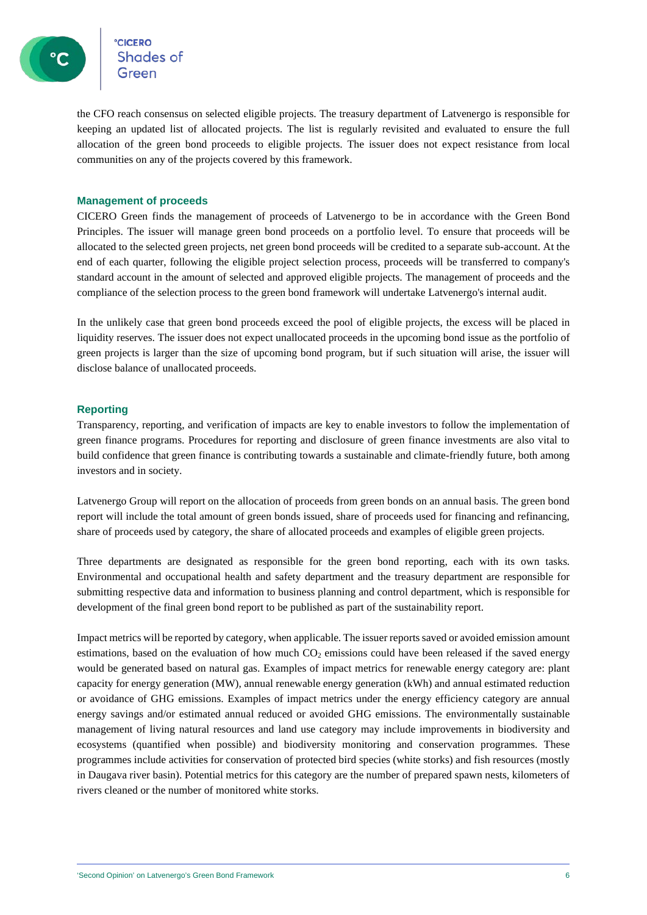the CFO reach consensus on selected eligible projects. The treasury department of Latvenergo is responsible for keeping an updated list of allocated projects. The list is regularly revisited and evaluated to ensure the full allocation of the green bond proceeds to eligible projects. The issuer does not expect resistance from local communities on any of the projects covered by this framework.

## Management of proceeds

CICERO Green finds the management of proceeds of Latvenergo to be in accordance with the Green Bond Principles. The issuer will manage green bond proceeds on a portfolio level. To ensure that proceeds will be allocated to the selected green projects, net green bond proceeds will be credited to a separate sub-account. At the end of each quarter, following the eligible project selection process, proceeds will be transferred to company's standard account in the amount of selected and approved eligible projects. The management of proceeds and the compliance of the selection process to the green bond framework will undertake Latvenergo's internal audit.

In the unlikely case that green bond proceeds exceed the pool of eligible projects, the excess will be placed in liquidity reserves. The issuer does not expect unallocated proceeds in the upcoming bond issue as the portfolio of green projects is larger than the size of upcoming bond program, but if such situation will arise, the issuer will disclose balance of unallocated proceeds.

## Reporting

Transparency, reporting, and verification of impacts are key to enable investors to follow the implementation of green finance programs. Procedures for reporting and disclosure of green finance investments are also vital to build confidence that green finance is contributing towards a sustainable and climate-friendly future, both among investors and in society.

Latvenergo Group will report on the allocation of proceeds from green bonds on an annual basis. The green bond report will include the total amount of green bonds issued, share of proceeds used for financing and refinancing, share of proceeds used by category, the share of allocated proceeds and examples of eligible green projects.

Three departments are designated as responsible for the green bond reporting, each with its own tasks. Environmental and occupational health and safety department and the treasury department are responsible for submitting respective data and information to business planning and control department, which is responsible for development of the final green bond report to be published as part of the sustainability report.

Impact metrics will be reported by category, when applicable. The issuer reports saved or avoided emission amount estimations, based on the evaluation of how much $CO_2$ emissions could have been released if the saved energy would be generated based on natural gas. Examples of impact metrics for renewable energy category are: plant capacity for energy generation (MW), annual renewable energy generation (kWh) and annual estimated reduction or avoidance of GHG emissions. Examples of impact metrics under the energy efficiency category are annual energy savings and/or estimated annual reduced or avoided GHG emissions. The environmentally sustainable management of living natural resources and land use category may include improvements in biodiversity and ecosystems (quantified when possible) and biodiversity monitoring and conservation programmes. These programmes include activities for conservation of protected bird species (white storks) and fish resources (mostly in Daugava river basin). Potential metrics for this category are the number of prepared spawn nests, kilometers of rivers cleaned or the number of monitored white storks.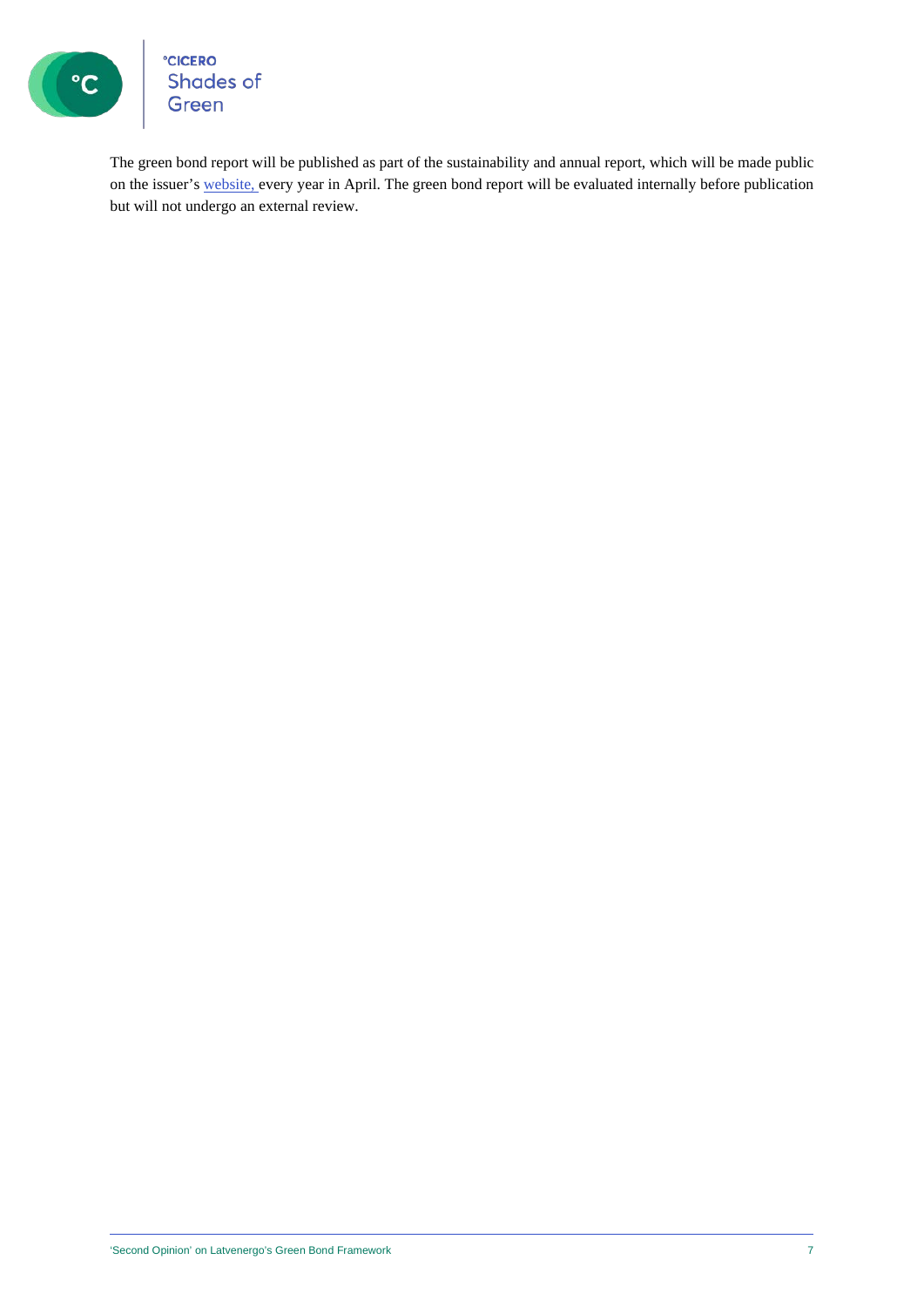The green bond report will be published as part of the sustainability and annual report, which will be made public on the issuer's website, every year in April. The green bond report will be evaluated internally before publication but will not undergo an external review.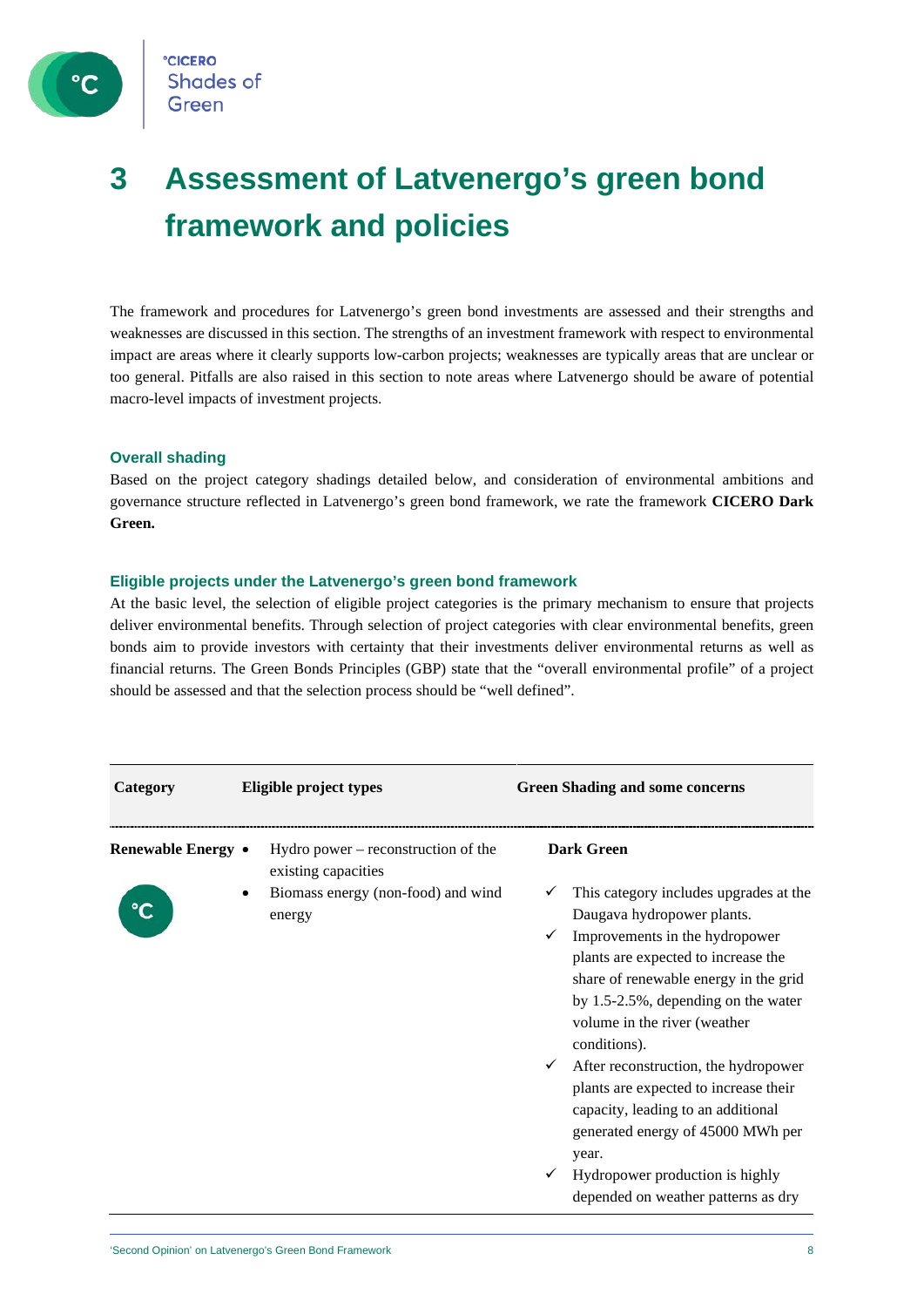# 3 Assessment of Latvenergo's green bond framework and policies

The framework and procedures for Latvenergo's green bond investments are assessed and their strengths and weaknesses are discussed in this section. The strengths of an investment framework with respect to environmental impact are areas where it clearly supports low-carbon projects; weaknesses are typically areas that are unclear or too general. Pitfalls are also raised in this section to note areas where Latvenergo should be aware of potential macro-level impacts of investment projects.

### Overall shading

Based on the project category shadings detailed below, and consideration of environmental ambitions and governance structure reflected in Latvenergo's green bond framework, we rate the framework **CICERO Dark Green.**

### Eligible projects under the Latvenergo's green bond framework

At the basic level, the selection of eligible project categories is the primary mechanism to ensure that projects deliver environmental benefits. Through selection of project categories with clear environmental benefits, green bonds aim to provide investors with certainty that their investments deliver environmental returns as well as financial returns. The Green Bonds Principles (GBP) state that the "overall environmental profile" of a project should be assessed and that the selection process should be "well defined".

| Category | Eligible project types | Green Shading and some concerns |
|---|---|---|
| **Renewable Energy** | • Hydro power – reconstruction of the existing capacities<br>• Biomass energy (non-food) and wind energy | **Dark Green**<br>✓ This category includes upgrades at the Daugava hydropower plants.<br>✓ Improvements in the hydropower plants are expected to increase the share of renewable energy in the grid by 1.5-2.5%, depending on the water volume in the river (weather conditions).<br>✓ After reconstruction, the hydropower plants are expected to increase their capacity, leading to an additional generated energy of 45000 MWh per year.<br>✓ Hydropower production is highly depended on weather patterns as dry |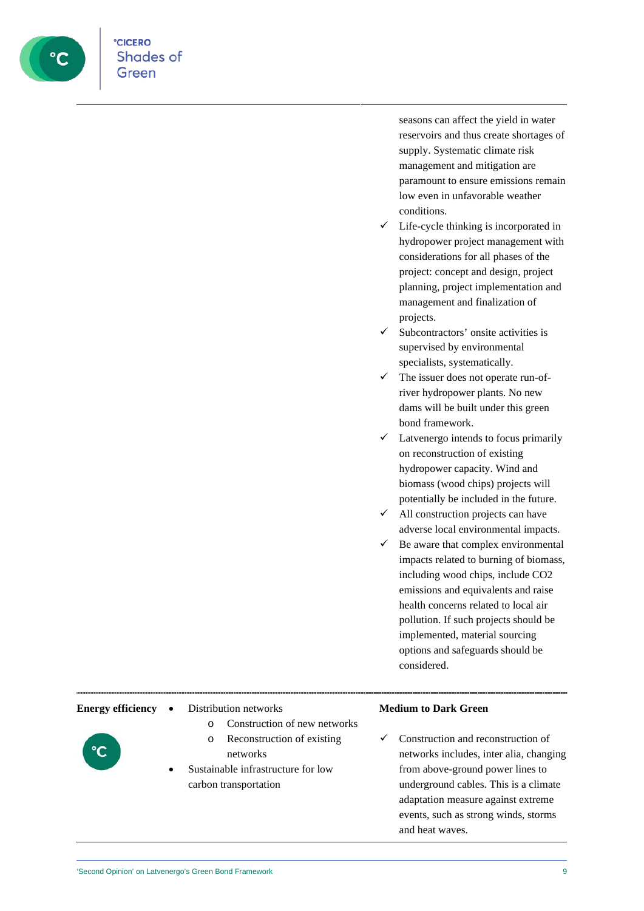| | | |
|---|---|---|
| | | seasons can affect the yield in water reservoirs and thus create shortages of supply. Systematic climate risk management and mitigation are paramount to ensure emissions remain low even in unfavorable weather conditions.<br>✓ Life-cycle thinking is incorporated in hydropower project management with considerations for all phases of the project: concept and design, project planning, project implementation and management and finalization of projects.<br>✓ Subcontractors' onsite activities is supervised by environmental specialists, systematically.<br>✓ The issuer does not operate run-of-river hydropower plants. No new dams will be built under this green bond framework.<br>✓ Latvenergo intends to focus primarily on reconstruction of existing hydropower capacity. Wind and biomass (wood chips) projects will potentially be included in the future.<br>✓ All construction projects can have adverse local environmental impacts.<br>✓ Be aware that complex environmental impacts related to burning of biomass, including wood chips, include $CO_2$ emissions and equivalents and raise health concerns related to local air pollution. If such projects should be implemented, material sourcing options and safeguards should be considered. |
| **Energy efficiency** | • Distribution networks<br>  o Construction of new networks<br>  o Reconstruction of existing networks<br>• Sustainable infrastructure for low carbon transportation | **Medium to Dark Green**<br>✓ Construction and reconstruction of networks includes, inter alia, changing from above-ground power lines to underground cables. This is a climate adaptation measure against extreme events, such as strong winds, storms and heat waves. |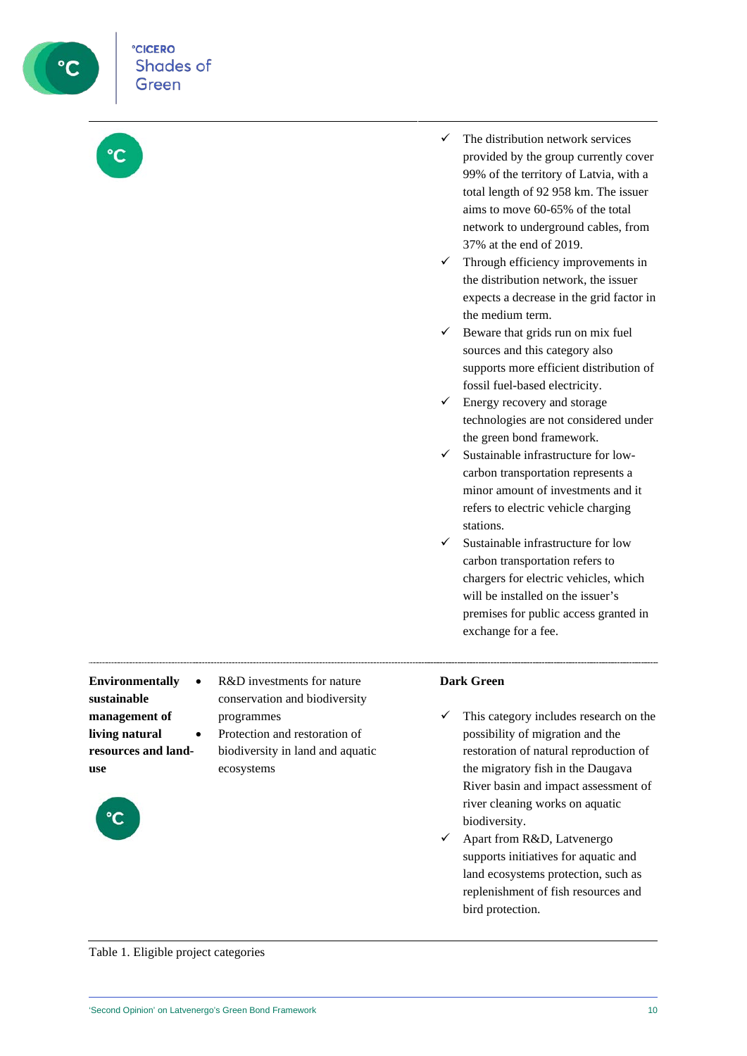| | | |
|---|---|---|
| | | ✓ The distribution network services provided by the group currently cover 99% of the territory of Latvia, with a total length of 92 958 km. The issuer aims to move 60-65% of the total network to underground cables, from 37% at the end of 2019.<br>✓ Through efficiency improvements in the distribution network, the issuer expects a decrease in the grid factor in the medium term.<br>✓ Beware that grids run on mix fuel sources and this category also supports more efficient distribution of fossil fuel-based electricity.<br>✓ Energy recovery and storage technologies are not considered under the green bond framework.<br>✓ Sustainable infrastructure for low-carbon transportation represents a minor amount of investments and it refers to electric vehicle charging stations.<br>✓ Sustainable infrastructure for low carbon transportation refers to chargers for electric vehicles, which will be installed on the issuer's premises for public access granted in exchange for a fee. |
| **Environmentally sustainable management of living natural resources and land-use** | • R&D investments for nature conservation and biodiversity programmes<br>• Protection and restoration of biodiversity in land and aquatic ecosystems | **Dark Green**<br>✓ This category includes research on the possibility of migration and the restoration of natural reproduction of the migratory fish in the Daugava River basin and impact assessment of river cleaning works on aquatic biodiversity.<br>✓ Apart from R&D, Latvenergo supports initiatives for aquatic and land ecosystems protection, such as replenishment of fish resources and bird protection. |

Table 1. Eligible project categories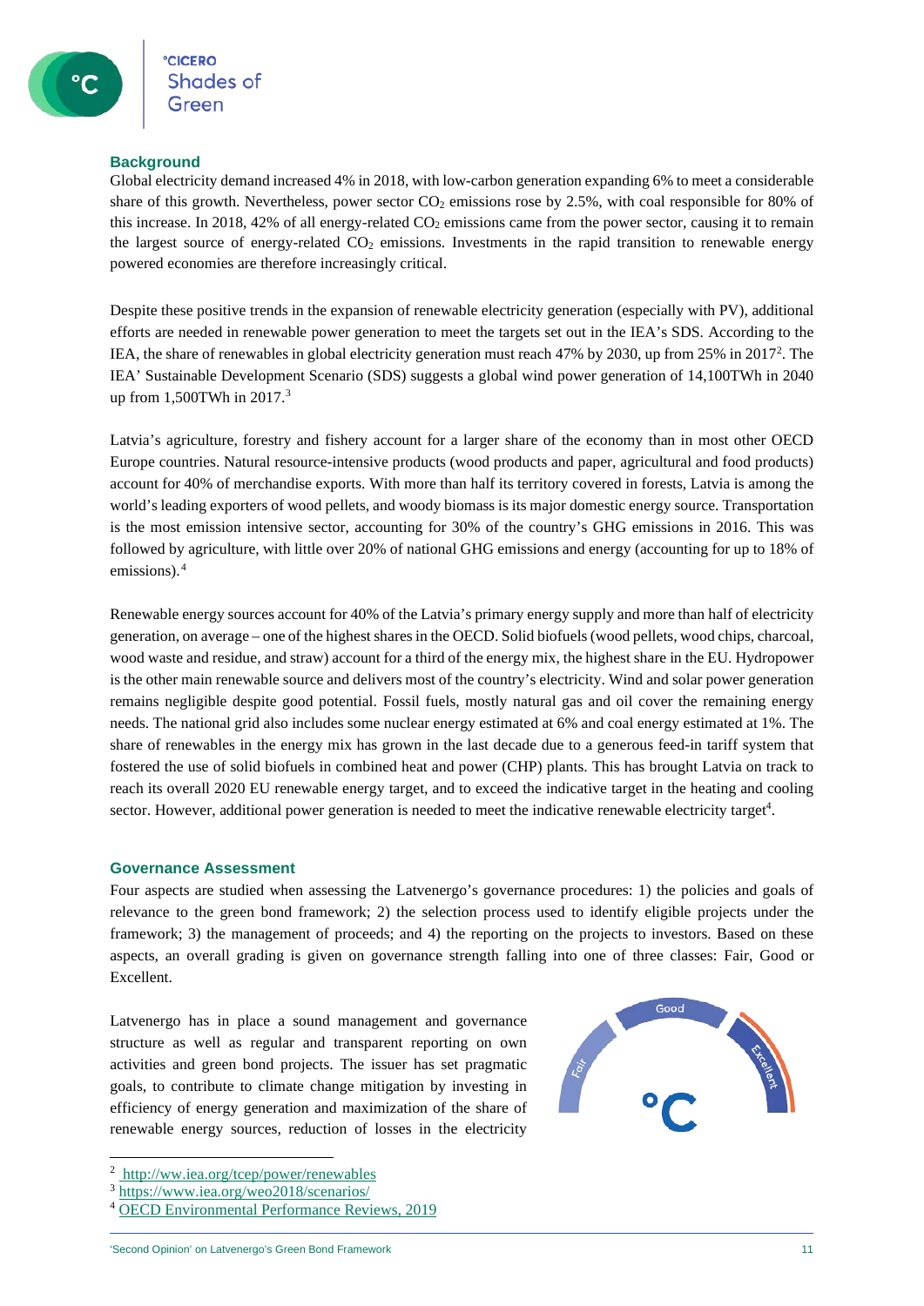## Background

Global electricity demand increased 4% in 2018, with low-carbon generation expanding 6% to meet a considerable share of this growth. Nevertheless, power sector $CO_2$ emissions rose by 2.5%, with coal responsible for 80% of this increase. In 2018, 42% of all energy-related $CO_2$ emissions came from the power sector, causing it to remain the largest source of energy-related $CO_2$ emissions. Investments in the rapid transition to renewable energy powered economies are therefore increasingly critical.

Despite these positive trends in the expansion of renewable electricity generation (especially with PV), additional efforts are needed in renewable power generation to meet the targets set out in the IEA's SDS. According to the IEA, the share of renewables in global electricity generation must reach 47% by 2030, up from 25% in 2017[2]. The IEA' Sustainable Development Scenario (SDS) suggests a global wind power generation of 14,100TWh in 2040 up from 1,500TWh in 2017.[3]

Latvia's agriculture, forestry and fishery account for a larger share of the economy than in most other OECD Europe countries. Natural resource-intensive products (wood products and paper, agricultural and food products) account for 40% of merchandise exports. With more than half its territory covered in forests, Latvia is among the world's leading exporters of wood pellets, and woody biomass is its major domestic energy source. Transportation is the most emission intensive sector, accounting for 30% of the country's GHG emissions in 2016. This was followed by agriculture, with little over 20% of national GHG emissions and energy (accounting for up to 18% of emissions).[4]

Renewable energy sources account for 40% of the Latvia's primary energy supply and more than half of electricity generation, on average – one of the highest shares in the OECD. Solid biofuels (wood pellets, wood chips, charcoal, wood waste and residue, and straw) account for a third of the energy mix, the highest share in the EU. Hydropower is the other main renewable source and delivers most of the country's electricity. Wind and solar power generation remains negligible despite good potential. Fossil fuels, mostly natural gas and oil cover the remaining energy needs. The national grid also includes some nuclear energy estimated at 6% and coal energy estimated at 1%. The share of renewables in the energy mix has grown in the last decade due to a generous feed-in tariff system that fostered the use of solid biofuels in combined heat and power (CHP) plants. This has brought Latvia on track to reach its overall 2020 EU renewable energy target, and to exceed the indicative target in the heating and cooling sector. However, additional power generation is needed to meet the indicative renewable electricity target[4].

## Governance Assessment

Four aspects are studied when assessing the Latvenergo's governance procedures: 1) the policies and goals of relevance to the green bond framework; 2) the selection process used to identify eligible projects under the framework; 3) the management of proceeds; and 4) the reporting on the projects to investors. Based on these aspects, an overall grading is given on governance strength falling into one of three classes: Fair, Good or Excellent.

Latvenergo has in place a sound management and governance structure as well as regular and transparent reporting on own activities and green bond projects. The issuer has set pragmatic goals, to contribute to climate change mitigation by investing in efficiency of energy generation and maximization of the share of renewable energy sources, reduction of losses in the electricity

---

[2] http://ww.iea.org/tcep/power/renewables

[3] https://www.iea.org/weo2018/scenarios/

[4] OECD Environmental Performance Reviews, 2019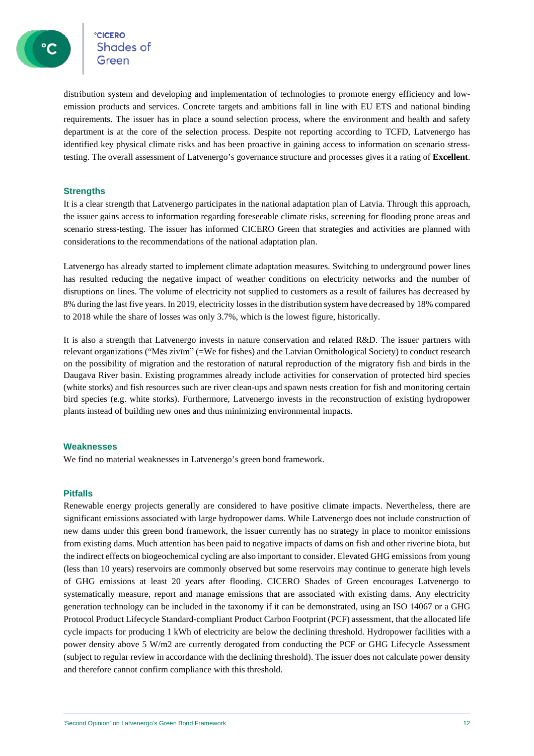distribution system and developing and implementation of technologies to promote energy efficiency and low-emission products and services. Concrete targets and ambitions fall in line with EU ETS and national binding requirements. The issuer has in place a sound selection process, where the environment and health and safety department is at the core of the selection process. Despite not reporting according to TCFD, Latvenergo has identified key physical climate risks and has been proactive in gaining access to information on scenario stress-testing. The overall assessment of Latvenergo's governance structure and processes gives it a rating of **Excellent**.

### Strengths

It is a clear strength that Latvenergo participates in the national adaptation plan of Latvia. Through this approach, the issuer gains access to information regarding foreseeable climate risks, screening for flooding prone areas and scenario stress-testing. The issuer has informed CICERO Green that strategies and activities are planned with considerations to the recommendations of the national adaptation plan.

Latvenergo has already started to implement climate adaptation measures. Switching to underground power lines has resulted reducing the negative impact of weather conditions on electricity networks and the number of disruptions on lines. The volume of electricity not supplied to customers as a result of failures has decreased by 8% during the last five years. In 2019, electricity losses in the distribution system have decreased by 18% compared to 2018 while the share of losses was only 3.7%, which is the lowest figure, historically.

It is also a strength that Latvenergo invests in nature conservation and related R&D. The issuer partners with relevant organizations ("Mēs zivīm" (=We for fishes) and the Latvian Ornithological Society) to conduct research on the possibility of migration and the restoration of natural reproduction of the migratory fish and birds in the Daugava River basin. Existing programmes already include activities for conservation of protected bird species (white storks) and fish resources such are river clean-ups and spawn nests creation for fish and monitoring certain bird species (e.g. white storks). Furthermore, Latvenergo invests in the reconstruction of existing hydropower plants instead of building new ones and thus minimizing environmental impacts.

### Weaknesses

We find no material weaknesses in Latvenergo's green bond framework.

### Pitfalls

Renewable energy projects generally are considered to have positive climate impacts. Nevertheless, there are significant emissions associated with large hydropower dams. While Latvenergo does not include construction of new dams under this green bond framework, the issuer currently has no strategy in place to monitor emissions from existing dams. Much attention has been paid to negative impacts of dams on fish and other riverine biota, but the indirect effects on biogeochemical cycling are also important to consider. Elevated GHG emissions from young (less than 10 years) reservoirs are commonly observed but some reservoirs may continue to generate high levels of GHG emissions at least 20 years after flooding. CICERO Shades of Green encourages Latvenergo to systematically measure, report and manage emissions that are associated with existing dams. Any electricity generation technology can be included in the taxonomy if it can be demonstrated, using an ISO 14067 or a GHG Protocol Product Lifecycle Standard-compliant Product Carbon Footprint (PCF) assessment, that the allocated life cycle impacts for producing 1 kWh of electricity are below the declining threshold. Hydropower facilities with a power density above 5 $W/m^2$ are currently derogated from conducting the PCF or GHG Lifecycle Assessment (subject to regular review in accordance with the declining threshold). The issuer does not calculate power density and therefore cannot confirm compliance with this threshold.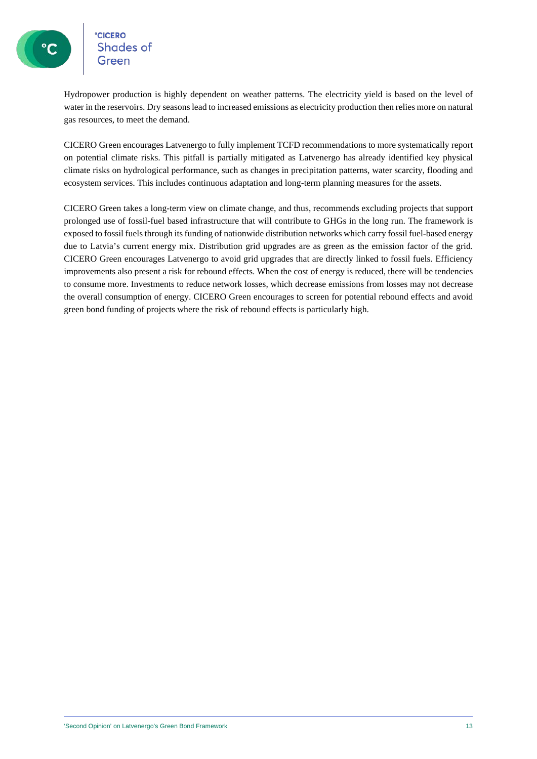Hydropower production is highly dependent on weather patterns. The electricity yield is based on the level of water in the reservoirs. Dry seasons lead to increased emissions as electricity production then relies more on natural gas resources, to meet the demand.

CICERO Green encourages Latvenergo to fully implement TCFD recommendations to more systematically report on potential climate risks. This pitfall is partially mitigated as Latvenergo has already identified key physical climate risks on hydrological performance, such as changes in precipitation patterns, water scarcity, flooding and ecosystem services. This includes continuous adaptation and long-term planning measures for the assets.

CICERO Green takes a long-term view on climate change, and thus, recommends excluding projects that support prolonged use of fossil-fuel based infrastructure that will contribute to GHGs in the long run. The framework is exposed to fossil fuels through its funding of nationwide distribution networks which carry fossil fuel-based energy due to Latvia's current energy mix. Distribution grid upgrades are as green as the emission factor of the grid. CICERO Green encourages Latvenergo to avoid grid upgrades that are directly linked to fossil fuels. Efficiency improvements also present a risk for rebound effects. When the cost of energy is reduced, there will be tendencies to consume more. Investments to reduce network losses, which decrease emissions from losses may not decrease the overall consumption of energy. CICERO Green encourages to screen for potential rebound effects and avoid green bond funding of projects where the risk of rebound effects is particularly high.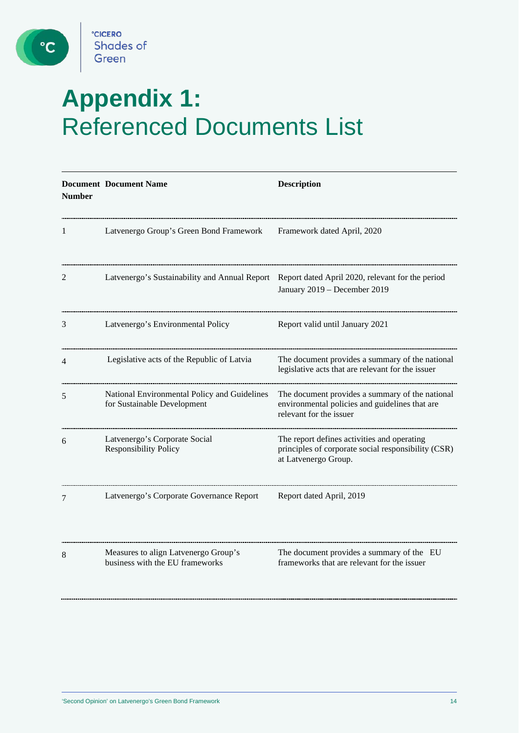# Appendix 1: Referenced Documents List

| Document Number | Document Name | Description |
|---|---|---|
| 1 | Latvenergo Group's Green Bond Framework | Framework dated April, 2020 |
| 2 | Latvenergo's Sustainability and Annual Report | Report dated April 2020, relevant for the period January 2019 – December 2019 |
| 3 | Latvenergo's Environmental Policy | Report valid until January 2021 |
| 4 | Legislative acts of the Republic of Latvia | The document provides a summary of the national legislative acts that are relevant for the issuer |
| 5 | National Environmental Policy and Guidelines for Sustainable Development | The document provides a summary of the national environmental policies and guidelines that are relevant for the issuer |
| 6 | Latvenergo's Corporate Social Responsibility Policy | The report defines activities and operating principles of corporate social responsibility (CSR) at Latvenergo Group. |
| 7 | Latvenergo's Corporate Governance Report | Report dated April, 2019 |
| 8 | Measures to align Latvenergo Group's business with the EU frameworks | The document provides a summary of the EU frameworks that are relevant for the issuer |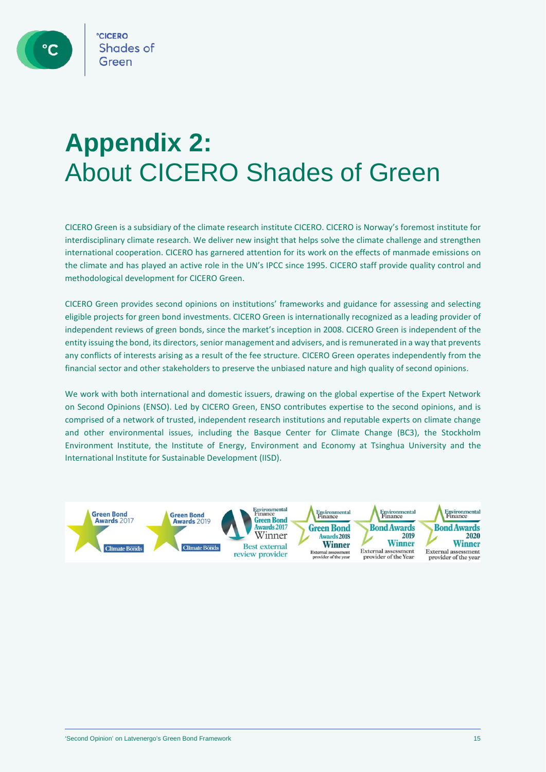# Appendix 2: About CICERO Shades of Green

CICERO Green is a subsidiary of the climate research institute CICERO. CICERO is Norway's foremost institute for interdisciplinary climate research. We deliver new insight that helps solve the climate challenge and strengthen international cooperation. CICERO has garnered attention for its work on the effects of manmade emissions on the climate and has played an active role in the UN's IPCC since 1995. CICERO staff provide quality control and methodological development for CICERO Green.

CICERO Green provides second opinions on institutions' frameworks and guidance for assessing and selecting eligible projects for green bond investments. CICERO Green is internationally recognized as a leading provider of independent reviews of green bonds, since the market's inception in 2008. CICERO Green is independent of the entity issuing the bond, its directors, senior management and advisers, and is remunerated in a way that prevents any conflicts of interests arising as a result of the fee structure. CICERO Green operates independently from the financial sector and other stakeholders to preserve the unbiased nature and high quality of second opinions.

We work with both international and domestic issuers, drawing on the global expertise of the Expert Network on Second Opinions (ENSO). Led by CICERO Green, ENSO contributes expertise to the second opinions, and is comprised of a network of trusted, independent research institutions and reputable experts on climate change and other environmental issues, including the Basque Center for Climate Change (BC3), the Stockholm Environment Institute, the Institute of Energy, Environment and Economy at Tsinghua University and the International Institute for Sustainable Development (IISD).

Green Bond Awards 2017 Climate Bonds

Green Bond Awards 2019 Climate Bonds

Environmental Finance Green Bond Awards 2017 Winner Best external review provider

Environmental Finance Green Bond Awards 2018 Winner External assessment provider of the year

Environmental Finance Bond Awards 2019 Winner External assessment provider of the Year

Environmental Finance Bond Awards 2020 Winner External assessment provider of the year